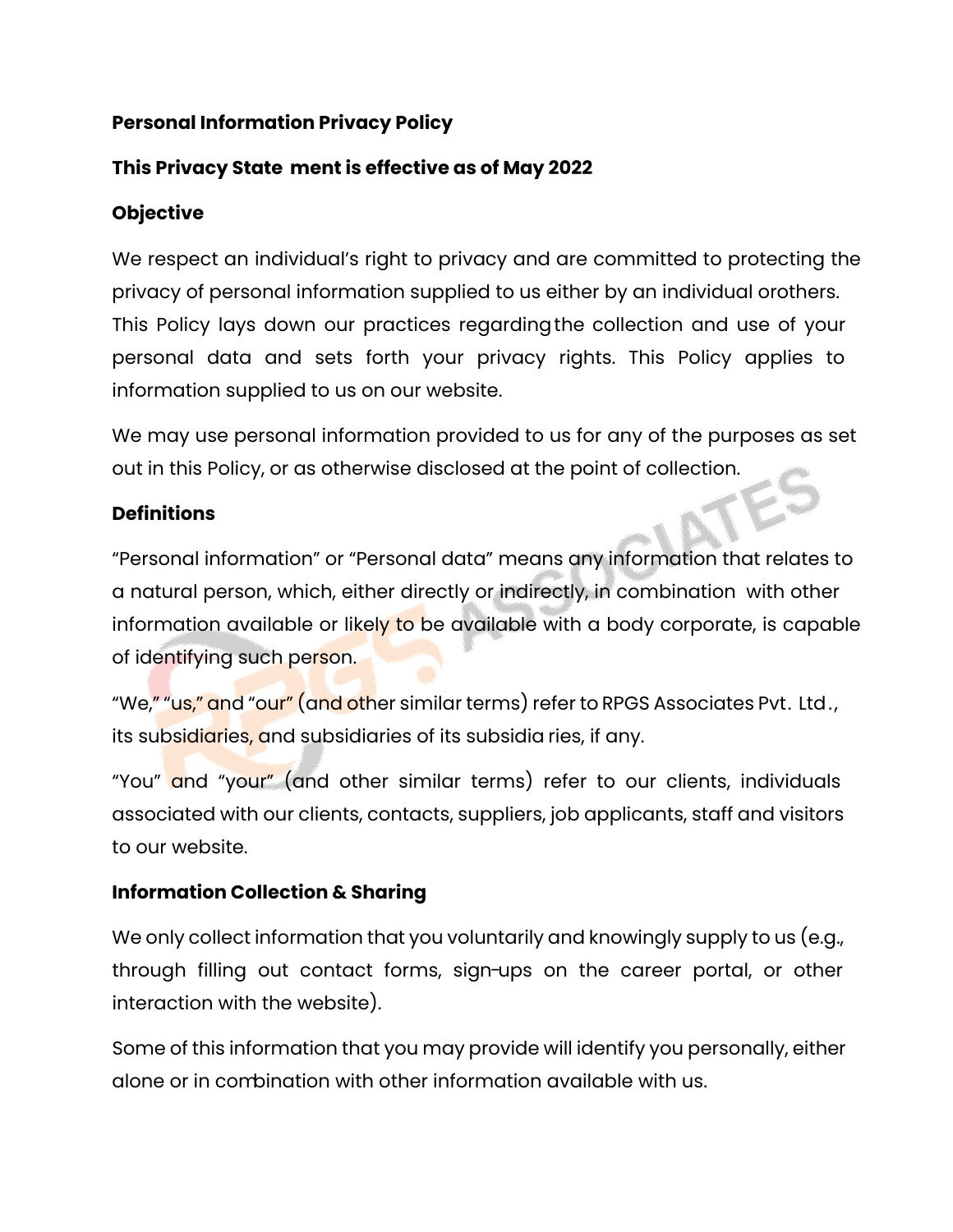**Personal Information Privacy Policy**

**This Privacy State ment is effective as of May 2022**

**Objective**

We respect an individual's right to privacy and are committed to protecting the privacy of personal information supplied to us either by an individual orothers. This Policy lays down our practices regardingthe collection and use of your personal data and sets forth your privacy rights. This Policy applies to information supplied to us on our website.

We may use personal information provided to us for any of the purposes as set out in this Policy, or as otherwise disclosed at the point of collection.

**Definitions**

"Personal information" or "Personal data" means any information that relates to a natural person, which, either directly or indirectly, in combination with other information available or likely to be available with a body corporate, is capable of identifying such person.

"We," "us," and "our" (and other similar terms) refer to RPGS Associates Pvt. Ltd., its subsidiaries, and subsidiaries of its subsidia ries, if any.

"You" and "your" (and other similar terms) refer to our clients, individuals associated with our clients, contacts, suppliers, job applicants, staff and visitors to our website.

**Information Collection & Sharing**

We only collect information that you voluntarily and knowingly supply to us (e.g., through filling out contact forms, sign-ups on the career portal, or other interaction with the website).

Some of this information that you may provide will identify you personally, either alone or in combination with other information available with us.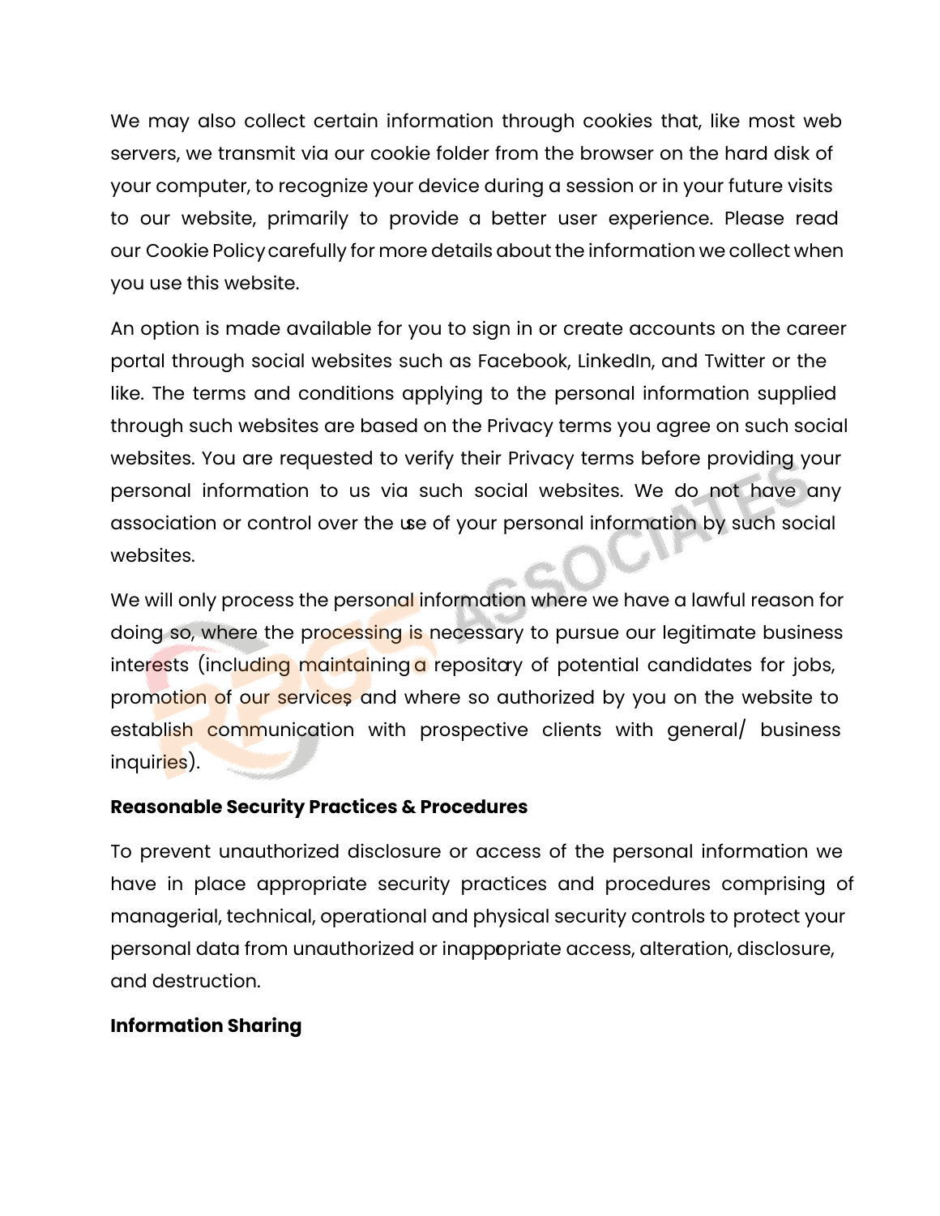We may also collect certain information through cookies that, like most web servers, we transmit via our cookie folder from the browser on the hard disk of your computer, to recognize your device during a session or in your future visits to our website, primarily to provide a better user experience. Please read our Cookie Policy carefully for more details about the information we collect when you use this website.

An option is made available for you to sign in or create accounts on the career portal through social websites such as Facebook, LinkedIn, and Twitter or the like. The terms and conditions applying to the personal information supplied through such websites are based on the Privacy terms you agree on such social websites. You are requested to verify their Privacy terms before providing your personal information to us via such social websites. We do not have any association or control over the use of your personal information by such social websites.

We will only process the personal information where we have a lawful reason for doing so, where the processing is necessary to pursue our legitimate business interests (including maintaining a repository of potential candidates for jobs, promotion of our services, and where so authorized by you on the website to establish communication with prospective clients with general/ business inquiries).

**Reasonable Security Practices & Procedures**

To prevent unauthorized disclosure or access of the personal information we have in place appropriate security practices and procedures comprising of managerial, technical, operational and physical security controls to protect your personal data from unauthorized or inappropriate access, alteration, disclosure, and destruction.

**Information Sharing**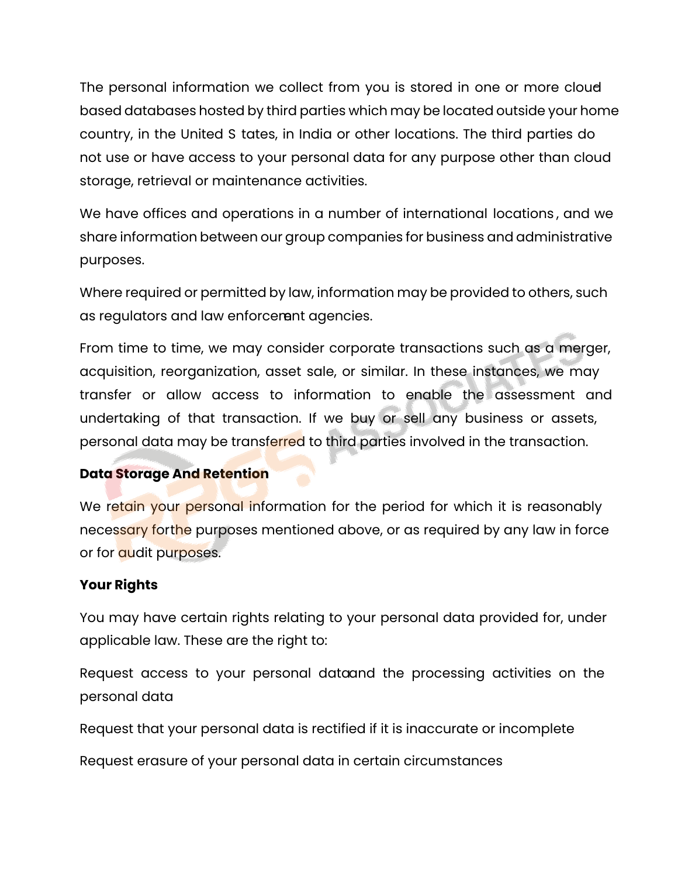The personal information we collect from you is stored in one or more cloud based databases hosted by third parties which may be located outside your home country, in the United States, in India or other locations. The third parties do not use or have access to your personal data for any purpose other than cloud storage, retrieval or maintenance activities.

We have offices and operations in a number of international locations, and we share information between our group companies for business and administrative purposes.

Where required or permitted by law, information may be provided to others, such as regulators and law enforcement agencies.

From time to time, we may consider corporate transactions such as a merger, acquisition, reorganization, asset sale, or similar. In these instances, we may transfer or allow access to information to enable the assessment and undertaking of that transaction. If we buy or sell any business or assets, personal data may be transferred to third parties involved in the transaction.

**Data Storage And Retention**

We retain your personal information for the period for which it is reasonably necessary forthe purposes mentioned above, or as required by any law in force or for audit purposes.

**Your Rights**

You may have certain rights relating to your personal data provided for, under applicable law. These are the right to:

Request access to your personal data and the processing activities on the personal data

Request that your personal data is rectified if it is inaccurate or incomplete

Request erasure of your personal data in certain circumstances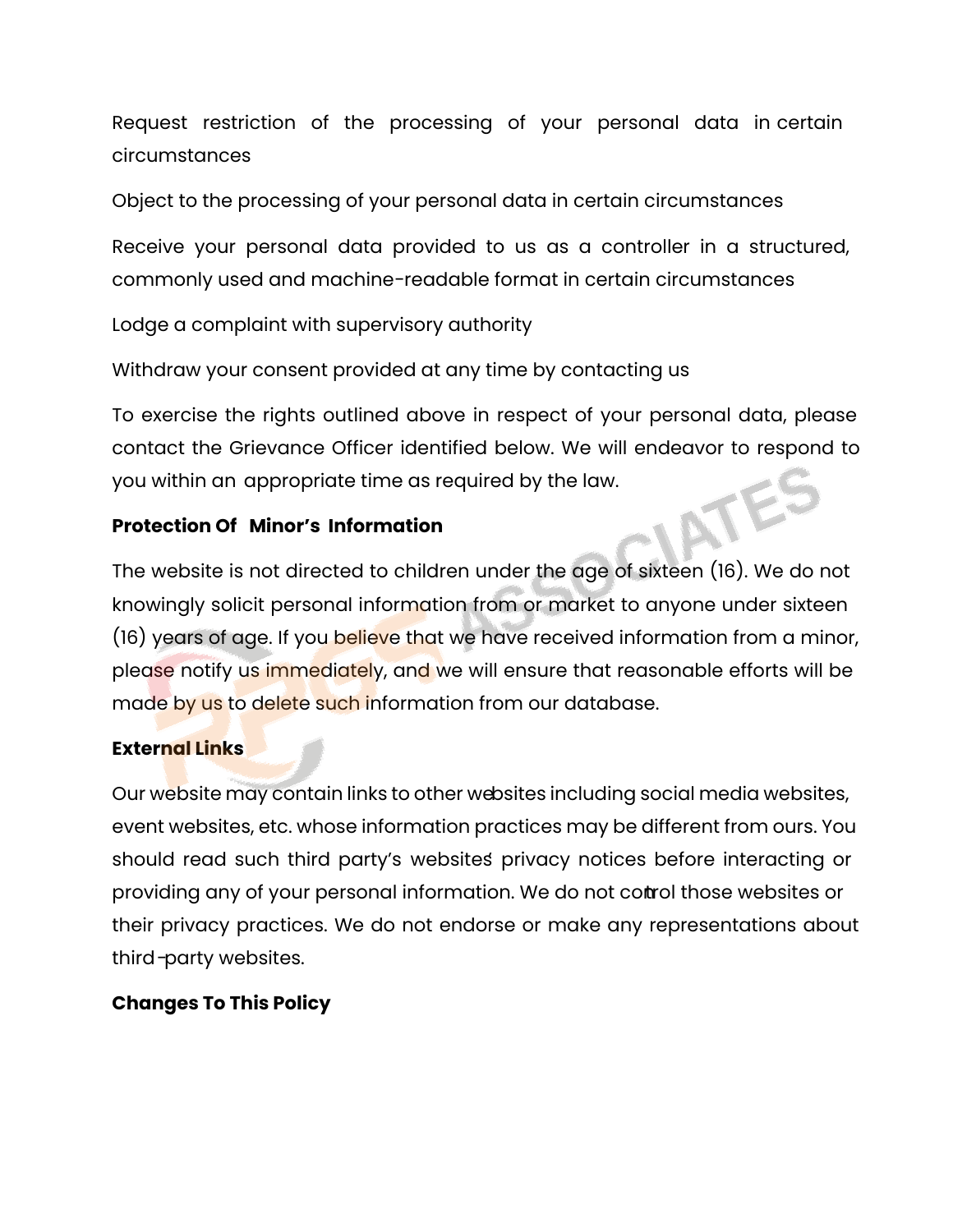Request restriction of the processing of your personal data in certain circumstances

Object to the processing of your personal data in certain circumstances

Receive your personal data provided to us as a controller in a structured, commonly used and machine-readable format in certain circumstances

Lodge a complaint with supervisory authority

Withdraw your consent provided at any time by contacting us

To exercise the rights outlined above in respect of your personal data, please contact the Grievance Officer identified below. We will endeavor to respond to you within an appropriate time as required by the law.

**Protection Of Minor's Information**

The website is not directed to children under the age of sixteen (16). We do not knowingly solicit personal information from or market to anyone under sixteen (16) years of age. If you believe that we have received information from a minor, please notify us immediately, and we will ensure that reasonable efforts will be made by us to delete such information from our database.

**External Links**

Our website may contain links to other websites including social media websites, event websites, etc. whose information practices may be different from ours. You should read such third party's websites' privacy notices before interacting or providing any of your personal information. We do not control those websites or their privacy practices. We do not endorse or make any representations about third-party websites.

**Changes To This Policy**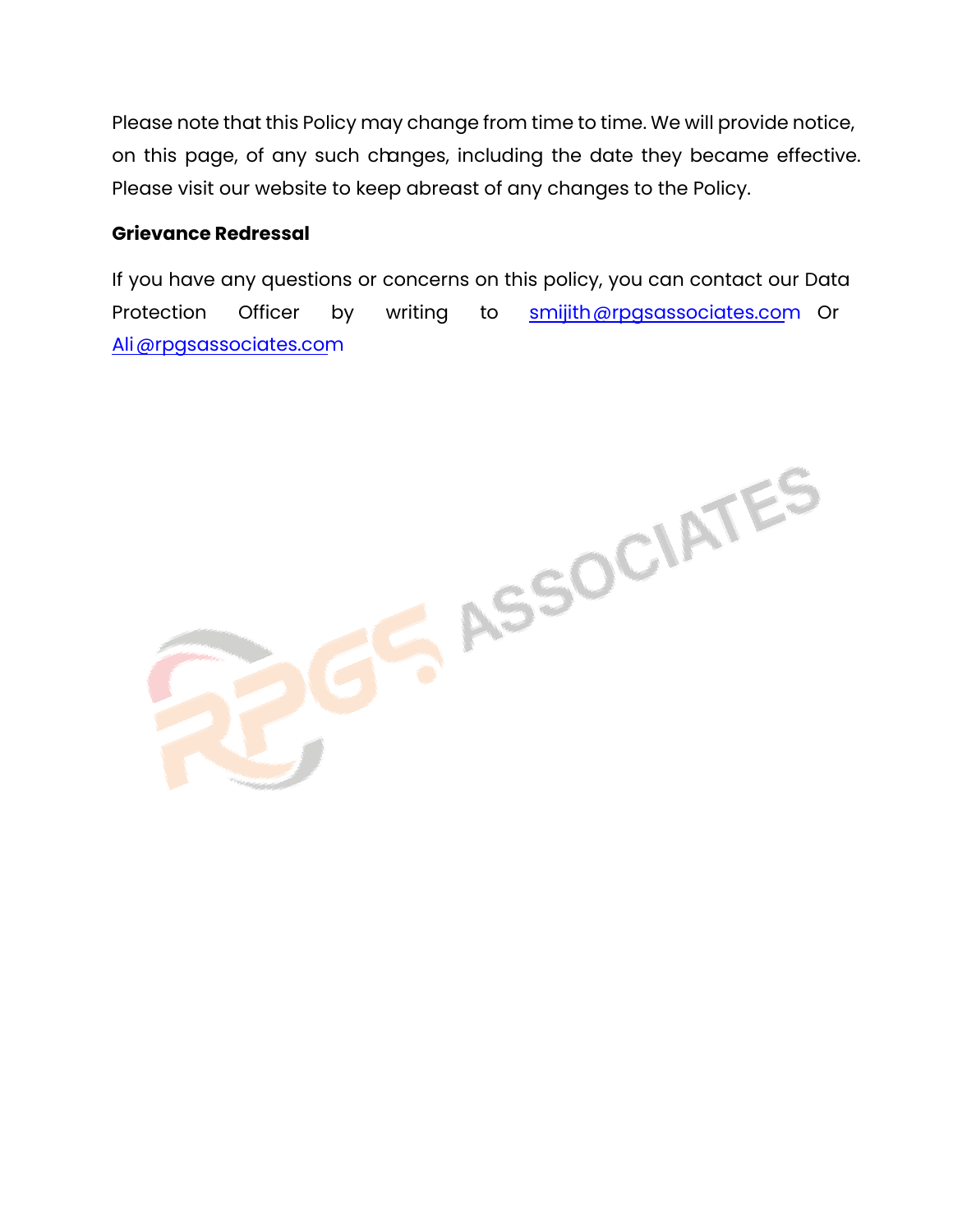Please note that this Policy may change from time to time. We will provide notice, on this page, of any such changes, including the date they became effective. Please visit our website to keep abreast of any changes to the Policy.

**Grievance Redressal**

If you have any questions or concerns on this policy, you can contact our Data Protection Officer by writing to smijith@rpgsassociates.com Or Ali@rpgsassociates.com